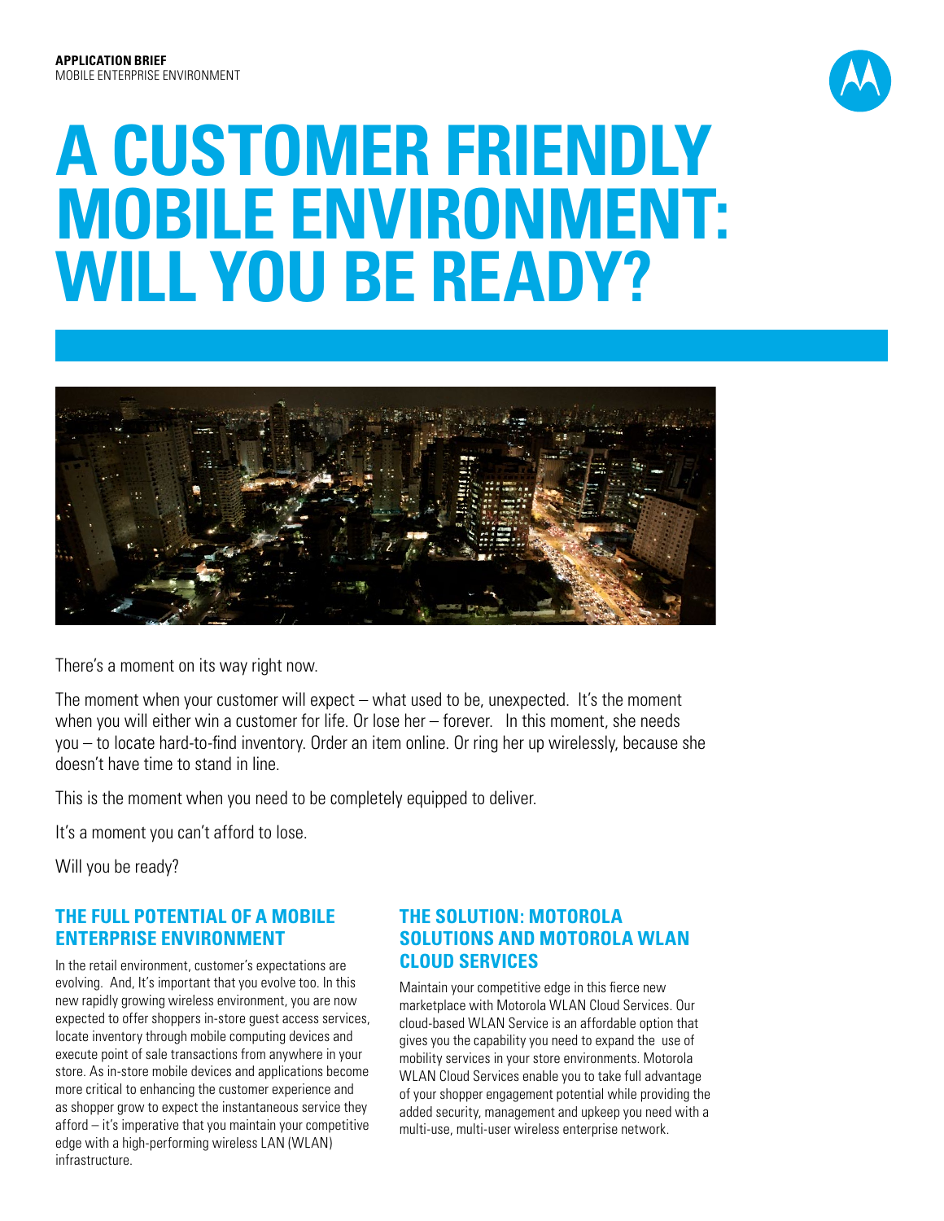**APPLICATION BRIEF**
MOBILE ENTERPRISE ENVIRONMENT

# A CUSTOMER FRIENDLY MOBILE ENVIRONMENT: WILL YOU BE READY?

There's a moment on its way right now.

The moment when your customer will expect – what used to be, unexpected. It's the moment when you will either win a customer for life. Or lose her – forever. In this moment, she needs you – to locate hard-to-find inventory. Order an item online. Or ring her up wirelessly, because she doesn't have time to stand in line.

This is the moment when you need to be completely equipped to deliver.

It's a moment you can't afford to lose.

Will you be ready?

## THE FULL POTENTIAL OF A MOBILE ENTERPRISE ENVIRONMENT

In the retail environment, customer's expectations are evolving. And, It's important that you evolve too. In this new rapidly growing wireless environment, you are now expected to offer shoppers in-store guest access services, locate inventory through mobile computing devices and execute point of sale transactions from anywhere in your store. As in-store mobile devices and applications become more critical to enhancing the customer experience and as shopper grow to expect the instantaneous service they afford – it's imperative that you maintain your competitive edge with a high-performing wireless LAN (WLAN) infrastructure.

## THE SOLUTION: MOTOROLA SOLUTIONS AND MOTOROLA WLAN CLOUD SERVICES

Maintain your competitive edge in this fierce new marketplace with Motorola WLAN Cloud Services. Our cloud-based WLAN Service is an affordable option that gives you the capability you need to expand the use of mobility services in your store environments. Motorola WLAN Cloud Services enable you to take full advantage of your shopper engagement potential while providing the added security, management and upkeep you need with a multi-use, multi-user wireless enterprise network.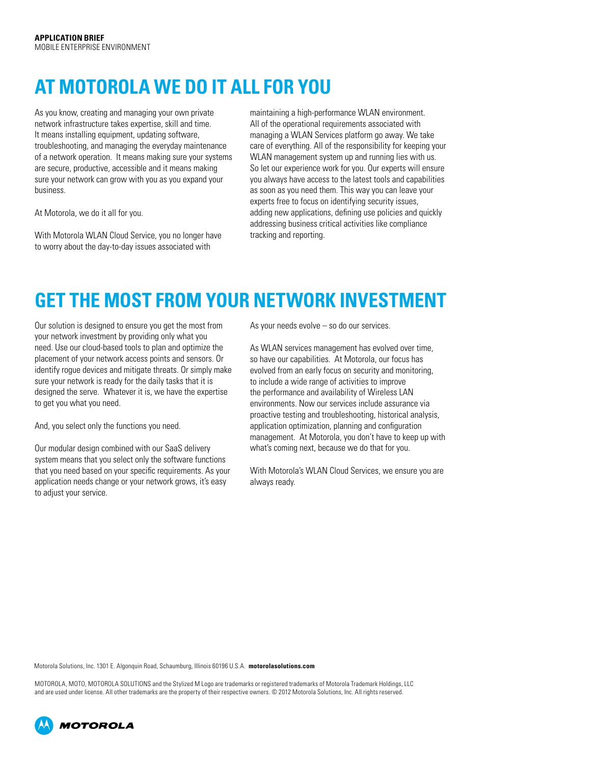## AT MOTOROLA WE DO IT ALL FOR YOU

As you know, creating and managing your own private network infrastructure takes expertise, skill and time. It means installing equipment, updating software, troubleshooting, and managing the everyday maintenance of a network operation. It means making sure your systems are secure, productive, accessible and it means making sure your network can grow with you as you expand your business.

At Motorola, we do it all for you.

With Motorola WLAN Cloud Service, you no longer have to worry about the day-to-day issues associated with maintaining a high-performance WLAN environment. All of the operational requirements associated with managing a WLAN Services platform go away. We take care of everything. All of the responsibility for keeping your WLAN management system up and running lies with us. So let our experience work for you. Our experts will ensure you always have access to the latest tools and capabilities as soon as you need them. This way you can leave your experts free to focus on identifying security issues, adding new applications, defining use policies and quickly addressing business critical activities like compliance tracking and reporting.

## GET THE MOST FROM YOUR NETWORK INVESTMENT

Our solution is designed to ensure you get the most from your network investment by providing only what you need. Use our cloud-based tools to plan and optimize the placement of your network access points and sensors. Or identify rogue devices and mitigate threats. Or simply make sure your network is ready for the daily tasks that it is designed the serve. Whatever it is, we have the expertise to get you what you need.

And, you select only the functions you need.

Our modular design combined with our SaaS delivery system means that you select only the software functions that you need based on your specific requirements. As your application needs change or your network grows, it's easy to adjust your service.

As your needs evolve – so do our services.

As WLAN services management has evolved over time, so have our capabilities. At Motorola, our focus has evolved from an early focus on security and monitoring, to include a wide range of activities to improve the performance and availability of Wireless LAN environments. Now our services include assurance via proactive testing and troubleshooting, historical analysis, application optimization, planning and configuration management. At Motorola, you don't have to keep up with what's coming next, because we do that for you.

With Motorola's WLAN Cloud Services, we ensure you are always ready.

Motorola Solutions, Inc. 1301 E. Algonquin Road, Schaumburg, Illinois 60196 U.S.A. **motorolasolutions.com**

MOTOROLA, MOTO, MOTOROLA SOLUTIONS and the Stylized M Logo are trademarks or registered trademarks of Motorola Trademark Holdings, LLC and are used under license. All other trademarks are the property of their respective owners. © 2012 Motorola Solutions, Inc. All rights reserved.